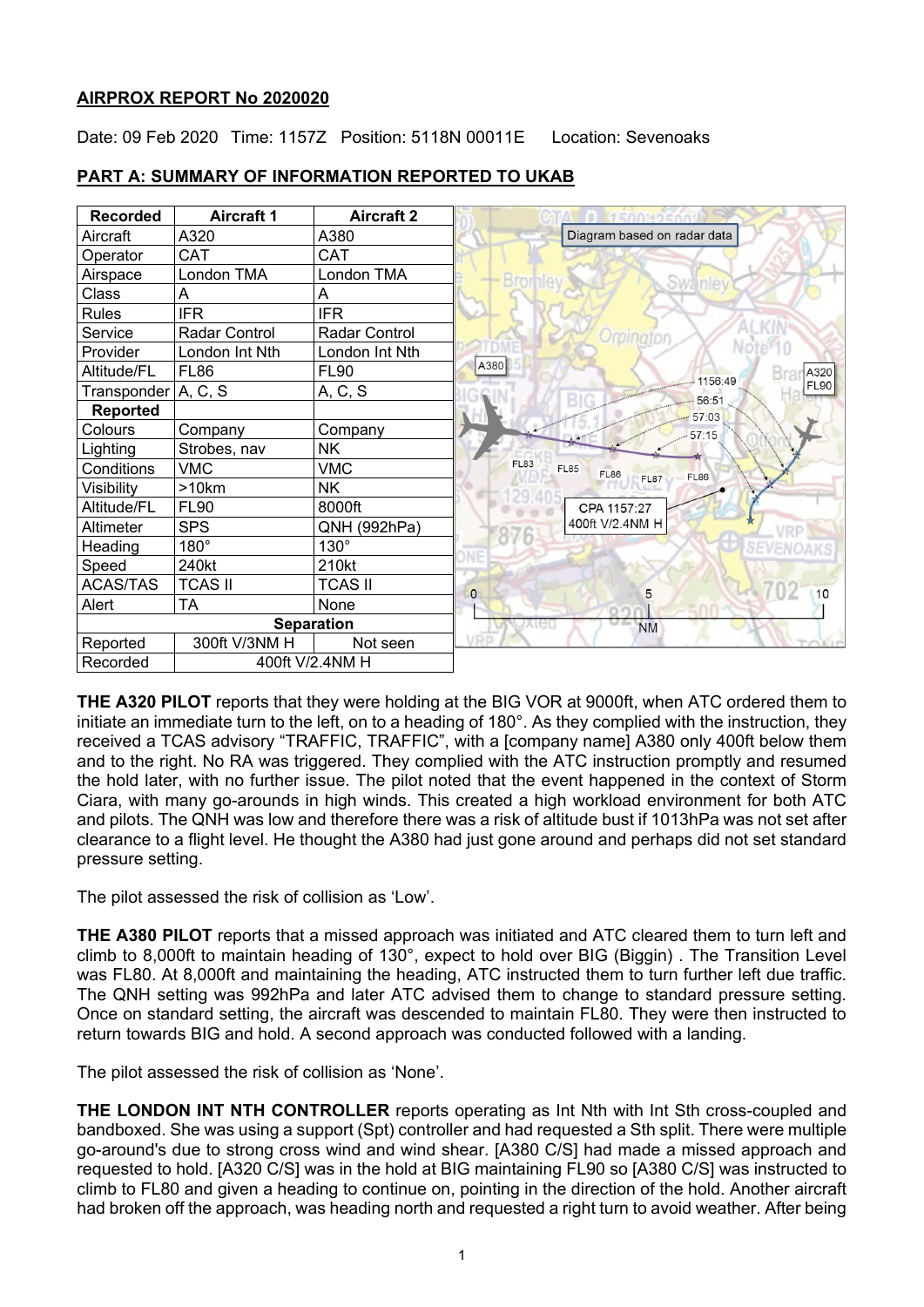**AIRPROX REPORT No 2020020**

Date: 09 Feb 2020 Time: 1157Z Position: 5118N 00011E Location: Sevenoaks

**PART A: SUMMARY OF INFORMATION REPORTED TO UKAB**

| Recorded | Aircraft 1 | Aircraft 2 |
|---|---|---|
| Aircraft | A320 | A380 |
| Operator | CAT | CAT |
| Airspace | London TMA | London TMA |
| Class | A | A |
| Rules | IFR | IFR |
| Service | Radar Control | Radar Control |
| Provider | London Int Nth | London Int Nth |
| Altitude/FL | FL86 | FL90 |
| Transponder | A, C, S | A, C, S |
| **Reported** | | |
| Colours | Company | Company |
| Lighting | Strobes, nav | NK |
| Conditions | VMC | VMC |
| Visibility | >10km | NK |
| Altitude/FL | FL90 | 8000ft |
| Altimeter | SPS | QNH (992hPa) |
| Heading | 180° | 130° |
| Speed | 240kt | 210kt |
| ACAS/TAS | TCAS II | TCAS II |
| Alert | TA | None |
| **Separation** | | |
| Reported | 300ft V/3NM H | Not seen |
| Recorded | 400ft V/2.4NM H | |

Diagram based on radar data

**THE A320 PILOT** reports that they were holding at the BIG VOR at 9000ft, when ATC ordered them to initiate an immediate turn to the left, on to a heading of 180°. As they complied with the instruction, they received a TCAS advisory "TRAFFIC, TRAFFIC", with a [company name] A380 only 400ft below them and to the right. No RA was triggered. They complied with the ATC instruction promptly and resumed the hold later, with no further issue. The pilot noted that the event happened in the context of Storm Ciara, with many go-arounds in high winds. This created a high workload environment for both ATC and pilots. The QNH was low and therefore there was a risk of altitude bust if 1013hPa was not set after clearance to a flight level. He thought the A380 had just gone around and perhaps did not set standard pressure setting.

The pilot assessed the risk of collision as 'Low'.

**THE A380 PILOT** reports that a missed approach was initiated and ATC cleared them to turn left and climb to 8,000ft to maintain heading of 130°, expect to hold over BIG (Biggin) . The Transition Level was FL80. At 8,000ft and maintaining the heading, ATC instructed them to turn further left due traffic. The QNH setting was 992hPa and later ATC advised them to change to standard pressure setting. Once on standard setting, the aircraft was descended to maintain FL80. They were then instructed to return towards BIG and hold. A second approach was conducted followed with a landing.

The pilot assessed the risk of collision as 'None'.

**THE LONDON INT NTH CONTROLLER** reports operating as Int Nth with Int Sth cross-coupled and bandboxed. She was using a support (Spt) controller and had requested a Sth split. There were multiple go-around's due to strong cross wind and wind shear. [A380 C/S] had made a missed approach and requested to hold. [A320 C/S] was in the hold at BIG maintaining FL90 so [A380 C/S] was instructed to climb to FL80 and given a heading to continue on, pointing in the direction of the hold. Another aircraft had broken off the approach, was heading north and requested a right turn to avoid weather. After being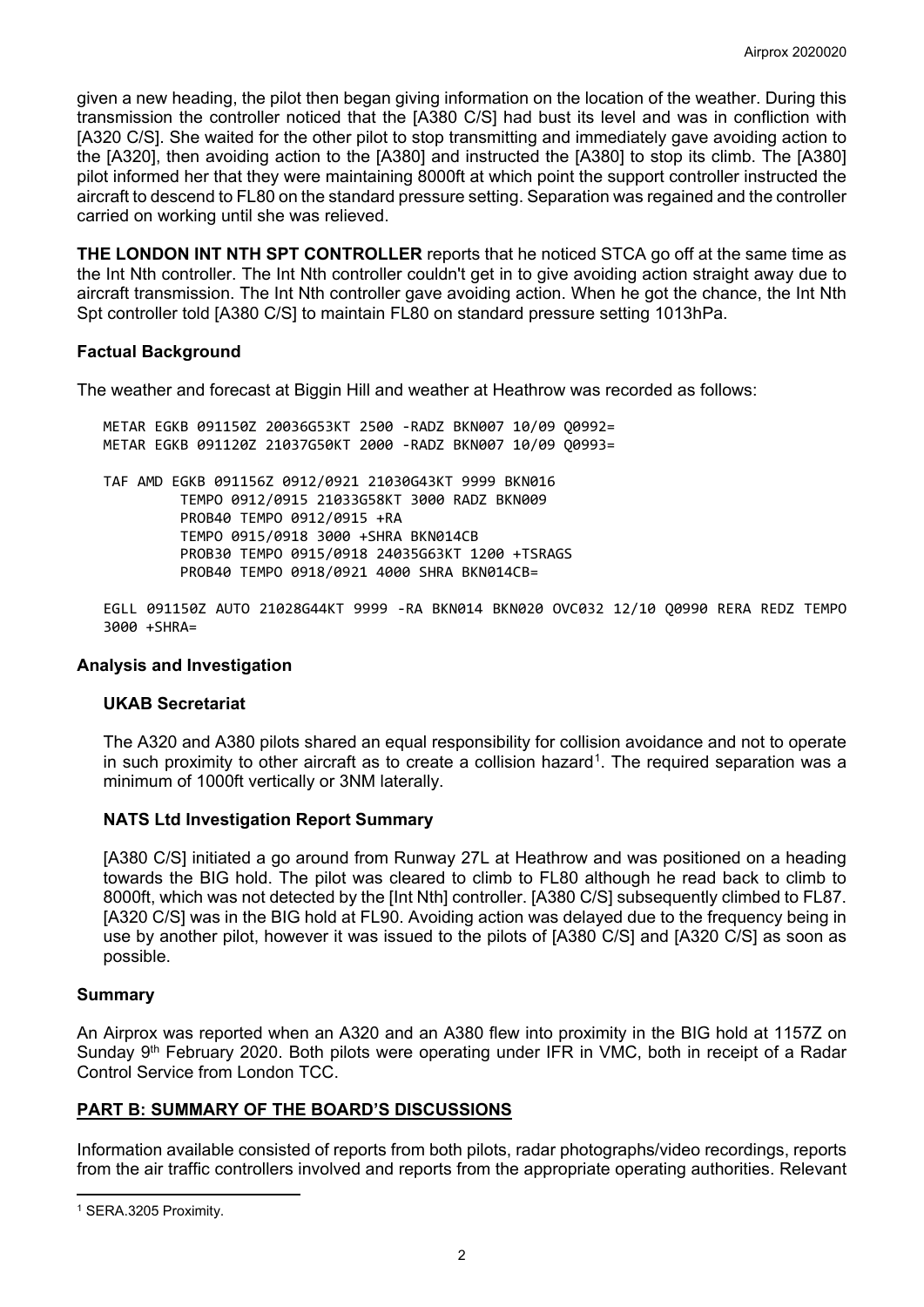given a new heading, the pilot then began giving information on the location of the weather. During this transmission the controller noticed that the [A380 C/S] had bust its level and was in confliction with [A320 C/S]. She waited for the other pilot to stop transmitting and immediately gave avoiding action to the [A320], then avoiding action to the [A380] and instructed the [A380] to stop its climb. The [A380] pilot informed her that they were maintaining 8000ft at which point the support controller instructed the aircraft to descend to FL80 on the standard pressure setting. Separation was regained and the controller carried on working until she was relieved.

**THE LONDON INT NTH SPT CONTROLLER** reports that he noticed STCA go off at the same time as the Int Nth controller. The Int Nth controller couldn't get in to give avoiding action straight away due to aircraft transmission. The Int Nth controller gave avoiding action. When he got the chance, the Int Nth Spt controller told [A380 C/S] to maintain FL80 on standard pressure setting 1013hPa.

### Factual Background

The weather and forecast at Biggin Hill and weather at Heathrow was recorded as follows:

```
METAR EGKB 091150Z 20036G53KT 2500 -RADZ BKN007 10/09 Q0992=
METAR EGKB 091120Z 21037G50KT 2000 -RADZ BKN007 10/09 Q0993=

TAF AMD EGKB 091156Z 0912/0921 21030G43KT 9999 BKN016
        TEMPO 0912/0915 21033G58KT 3000 RADZ BKN009
        PROB40 TEMPO 0912/0915 +RA
        TEMPO 0915/0918 3000 +SHRA BKN014CB
        PROB30 TEMPO 0915/0918 24035G63KT 1200 +TSRAGS
        PROB40 TEMPO 0918/0921 4000 SHRA BKN014CB=

EGLL 091150Z AUTO 21028G44KT 9999 -RA BKN014 BKN020 OVC032 12/10 Q0990 RERA REDZ TEMPO
3000 +SHRA=
```

### Analysis and Investigation

#### UKAB Secretariat

The A320 and A380 pilots shared an equal responsibility for collision avoidance and not to operate in such proximity to other aircraft as to create a collision hazard[1]. The required separation was a minimum of 1000ft vertically or 3NM laterally.

#### NATS Ltd Investigation Report Summary

[A380 C/S] initiated a go around from Runway 27L at Heathrow and was positioned on a heading towards the BIG hold. The pilot was cleared to climb to FL80 although he read back to climb to 8000ft, which was not detected by the [Int Nth] controller. [A380 C/S] subsequently climbed to FL87. [A320 C/S] was in the BIG hold at FL90. Avoiding action was delayed due to the frequency being in use by another pilot, however it was issued to the pilots of [A380 C/S] and [A320 C/S] as soon as possible.

### Summary

An Airprox was reported when an A320 and an A380 flew into proximity in the BIG hold at 1157Z on Sunday 9th February 2020. Both pilots were operating under IFR in VMC, both in receipt of a Radar Control Service from London TCC.

## PART B: SUMMARY OF THE BOARD'S DISCUSSIONS

Information available consisted of reports from both pilots, radar photographs/video recordings, reports from the air traffic controllers involved and reports from the appropriate operating authorities. Relevant

---

[1] SERA.3205 Proximity.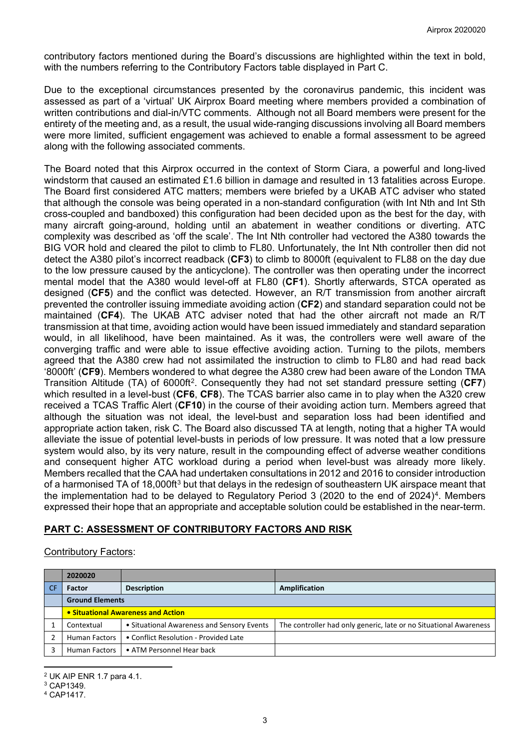contributory factors mentioned during the Board's discussions are highlighted within the text in bold, with the numbers referring to the Contributory Factors table displayed in Part C.

Due to the exceptional circumstances presented by the coronavirus pandemic, this incident was assessed as part of a 'virtual' UK Airprox Board meeting where members provided a combination of written contributions and dial-in/VTC comments. Although not all Board members were present for the entirety of the meeting and, as a result, the usual wide-ranging discussions involving all Board members were more limited, sufficient engagement was achieved to enable a formal assessment to be agreed along with the following associated comments.

The Board noted that this Airprox occurred in the context of Storm Ciara, a powerful and long-lived windstorm that caused an estimated £1.6 billion in damage and resulted in 13 fatalities across Europe. The Board first considered ATC matters; members were briefed by a UKAB ATC adviser who stated that although the console was being operated in a non-standard configuration (with Int Nth and Int Sth cross-coupled and bandboxed) this configuration had been decided upon as the best for the day, with many aircraft going-around, holding until an abatement in weather conditions or diverting. ATC complexity was described as 'off the scale'. The Int Nth controller had vectored the A380 towards the BIG VOR hold and cleared the pilot to climb to FL80. Unfortunately, the Int Nth controller then did not detect the A380 pilot's incorrect readback (**CF3**) to climb to 8000ft (equivalent to FL88 on the day due to the low pressure caused by the anticyclone). The controller was then operating under the incorrect mental model that the A380 would level-off at FL80 (**CF1**). Shortly afterwards, STCA operated as designed (**CF5**) and the conflict was detected. However, an R/T transmission from another aircraft prevented the controller issuing immediate avoiding action (**CF2**) and standard separation could not be maintained (**CF4**). The UKAB ATC adviser noted that had the other aircraft not made an R/T transmission at that time, avoiding action would have been issued immediately and standard separation would, in all likelihood, have been maintained. As it was, the controllers were well aware of the converging traffic and were able to issue effective avoiding action. Turning to the pilots, members agreed that the A380 crew had not assimilated the instruction to climb to FL80 and had read back '8000ft' (**CF9**). Members wondered to what degree the A380 crew had been aware of the London TMA Transition Altitude (TA) of 6000ft[2]. Consequently they had not set standard pressure setting (**CF7**) which resulted in a level-bust (**CF6**, **CF8**). The TCAS barrier also came in to play when the A320 crew received a TCAS Traffic Alert (**CF10**) in the course of their avoiding action turn. Members agreed that although the situation was not ideal, the level-bust and separation loss had been identified and appropriate action taken, risk C. The Board also discussed TA at length, noting that a higher TA would alleviate the issue of potential level-busts in periods of low pressure. It was noted that a low pressure system would also, by its very nature, result in the compounding effect of adverse weather conditions and consequent higher ATC workload during a period when level-bust was already more likely. Members recalled that the CAA had undertaken consultations in 2012 and 2016 to consider introduction of a harmonised TA of 18,000ft[3] but that delays in the redesign of southeastern UK airspace meant that the implementation had to be delayed to Regulatory Period 3 (2020 to the end of 2024)[4]. Members expressed their hope that an appropriate and acceptable solution could be established in the near-term.

## PART C: ASSESSMENT OF CONTRIBUTORY FACTORS AND RISK

Contributory Factors:

| | 2020020 | | |
|---|---|---|---|
| CF | Factor | Description | Amplification |
| | **Ground Elements** | | |
| | **• Situational Awareness and Action** | | |
| 1 | Contextual | • Situational Awareness and Sensory Events | The controller had only generic, late or no Situational Awareness |
| 2 | Human Factors | • Conflict Resolution - Provided Late | |
| 3 | Human Factors | • ATM Personnel Hear back | |

[2] UK AIP ENR 1.7 para 4.1.

[3] CAP1349.

[4] CAP1417.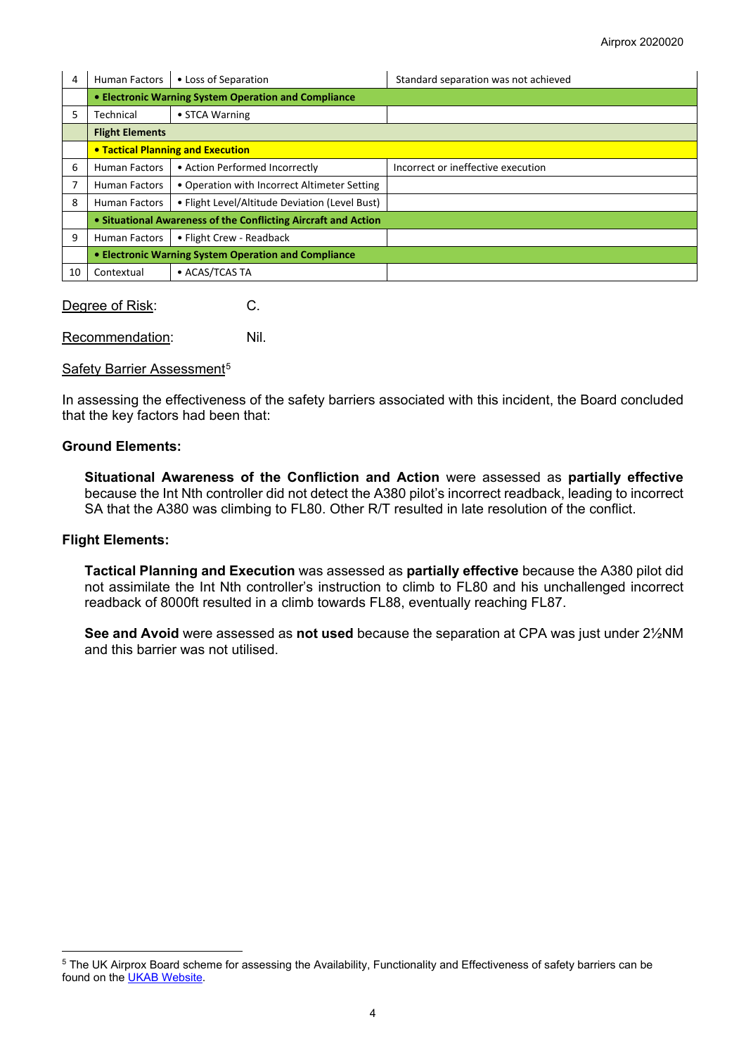| | | | |
|---|---|---|---|
| 4 | Human Factors | • Loss of Separation | Standard separation was not achieved |
| | **• Electronic Warning System Operation and Compliance** | | |
| 5 | Technical | • STCA Warning | |
| | **Flight Elements** | | |
| | **• Tactical Planning and Execution** | | |
| 6 | Human Factors | • Action Performed Incorrectly | Incorrect or ineffective execution |
| 7 | Human Factors | • Operation with Incorrect Altimeter Setting | |
| 8 | Human Factors | • Flight Level/Altitude Deviation (Level Bust) | |
| | **• Situational Awareness of the Conflicting Aircraft and Action** | | |
| 9 | Human Factors | • Flight Crew - Readback | |
| | **• Electronic Warning System Operation and Compliance** | | |
| 10 | Contextual | • ACAS/TCAS TA | |

Degree of Risk: C.

Recommendation: Nil.

Safety Barrier Assessment[5]

In assessing the effectiveness of the safety barriers associated with this incident, the Board concluded that the key factors had been that:

**Ground Elements:**

**Situational Awareness of the Confliction and Action** were assessed as **partially effective** because the Int Nth controller did not detect the A380 pilot's incorrect readback, leading to incorrect SA that the A380 was climbing to FL80. Other R/T resulted in late resolution of the conflict.

**Flight Elements:**

**Tactical Planning and Execution** was assessed as **partially effective** because the A380 pilot did not assimilate the Int Nth controller's instruction to climb to FL80 and his unchallenged incorrect readback of 8000ft resulted in a climb towards FL88, eventually reaching FL87.

**See and Avoid** were assessed as **not used** because the separation at CPA was just under 2½NM and this barrier was not utilised.

[5] The UK Airprox Board scheme for assessing the Availability, Functionality and Effectiveness of safety barriers can be found on the UKAB Website.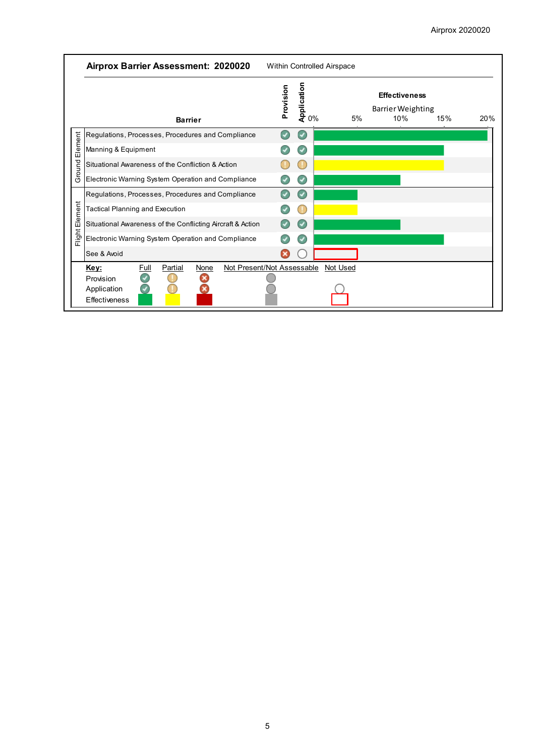**Airprox Barrier Assessment: 2020020** Within Controlled Airspace

Barrier

Provision

Application

Effectiveness

Barrier Weighting

0% 5% 10% 15% 20%

Ground Element

Regulations, Processes, Procedures and Compliance

Manning & Equipment

Situational Awareness of the Confliction & Action

Electronic Warning System Operation and Compliance

Flight Element

Regulations, Processes, Procedures and Compliance

Tactical Planning and Execution

Situational Awareness of the Conflicting Aircraft & Action

Electronic Warning System Operation and Compliance

See & Avoid

**Key:** Full Partial None Not Present/Not Assessable Not Used

Provision

Application

Effectiveness